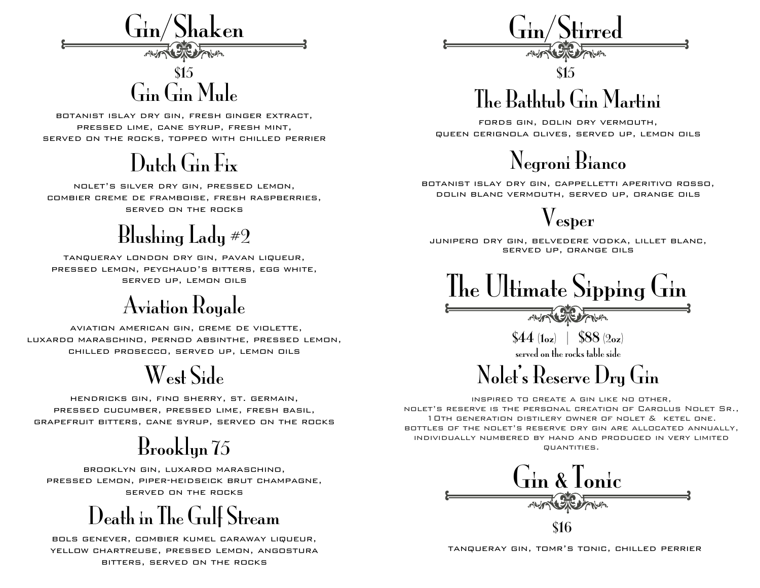# Gin/Shaken

$15

## Gin Gin Mule

botanist islay dry gin, fresh ginger extract,
pressed lime, cane syrup, fresh mint,
served on the rocks, topped with chilled perrier

## Dutch Gin Fix

nolet's silver dry gin, pressed lemon,
combier creme de framboise, fresh raspberries,
served on the rocks

## Blushing Lady #2

tanqueray london dry gin, pavan liqueur,
pressed lemon, peychaud's bitters, egg white,
served up, lemon oils

## Aviation Royale

aviation american gin, creme de violette,
luxardo maraschino, pernod absinthe, pressed lemon,
chilled prosecco, served up, lemon oils

## West Side

hendricks gin, fino sherry, st. germain,
pressed cucumber, pressed lime, fresh basil,
grapefruit bitters, cane syrup, served on the rocks

## Brooklyn 75

brooklyn gin, luxardo maraschino,
pressed lemon, piper-heidseick brut champagne,
served on the rocks

## Death in The Gulf Stream

bols genever, combier kumel caraway liqueur,
yellow chartreuse, pressed lemon, angostura
bitters, served on the rocks

# Gin/Stirred

$15

## The Bathtub Gin Martini

fords gin, dolin dry vermouth,
queen cerignola olives, served up, lemon oils

## Negroni Bianco

botanist islay dry gin, cappelletti aperitivo rosso,
dolin blanc vermouth, served up, orange oils

## Vesper

junipero dry gin, belvedere vodka, lillet blanc,
served up, orange oils

# The Ultimate Sipping Gin

$44 (1oz) | $88 (2oz)

served on the rocks table side

## Nolet's Reserve Dry Gin

inspired to create a gin like no other,
nolet's reserve is the personal creation of Carolus Nolet Sr.,
10th generation distilery owner of nolet & ketel one.
bottles of the nolet's reserve dry gin are allocated annually,
individually numbered by hand and produced in very limited
quantities.

# Gin & Tonic

$16

tanqueray gin, tomr's tonic, chilled perrier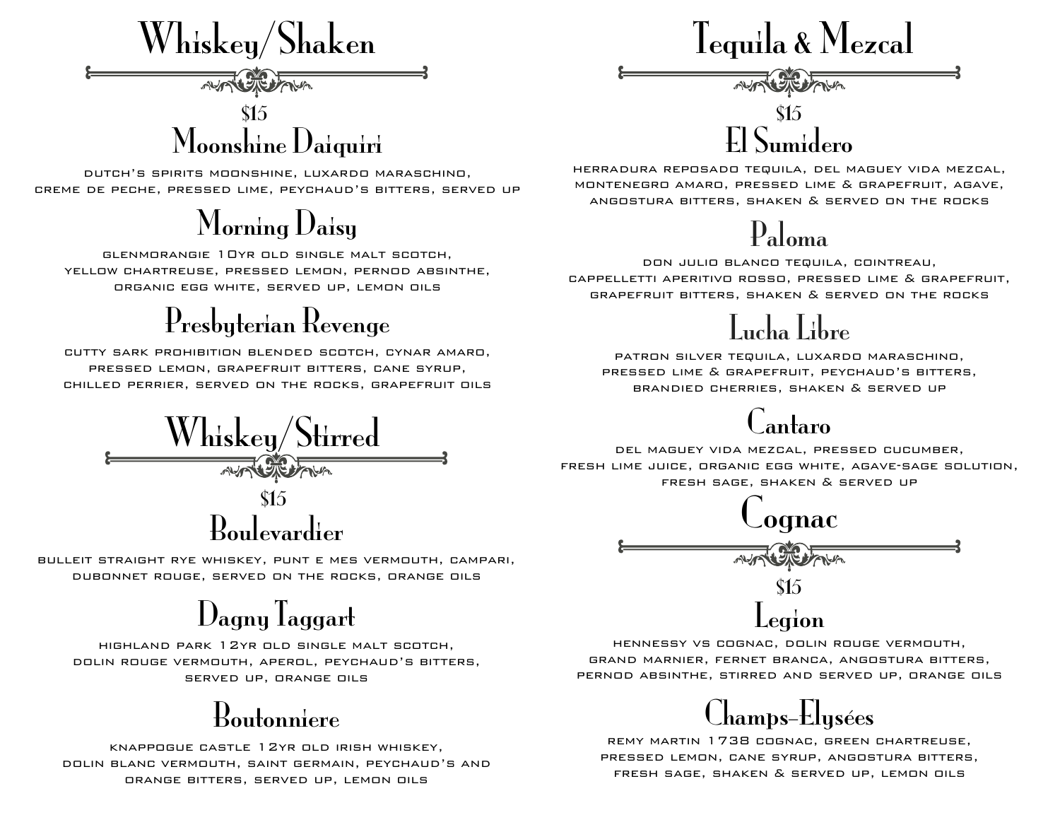# Whiskey/Shaken

$15

## Moonshine Daiquiri

dutch's spirits moonshine, luxardo maraschino, creme de peche, pressed lime, peychaud's bitters, served up

## Morning Daisy

glenmorangie 10yr old single malt scotch, yellow chartreuse, pressed lemon, pernod absinthe, organic egg white, served up, lemon oils

## Presbyterian Revenge

cutty sark prohibition blended scotch, cynar amaro, pressed lemon, grapefruit bitters, cane syrup, chilled perrier, served on the rocks, grapefruit oils

# Whiskey/Stirred

$15

## Boulevardier

bulleit straight rye whiskey, punt e mes vermouth, campari, dubonnet rouge, served on the rocks, orange oils

## Dagny Taggart

highland park 12yr old single malt scotch, dolin rouge vermouth, aperol, peychaud's bitters, served up, orange oils

## Boutonniere

knappogue castle 12yr old irish whiskey, dolin blanc vermouth, saint germain, peychaud's and orange bitters, served up, lemon oils

# Tequila & Mezcal

$15

## El Sumidero

herradura reposado tequila, del maguey vida mezcal, montenegro amaro, pressed lime & grapefruit, agave, angostura bitters, shaken & served on the rocks

## Paloma

don julio blanco tequila, cointreau, cappelletti aperitivo rosso, pressed lime & grapefruit, grapefruit bitters, shaken & served on the rocks

## Lucha Libre

patron silver tequila, luxardo maraschino, pressed lime & grapefruit, peychaud's bitters, brandied cherries, shaken & served up

## Cantaro

del maguey vida mezcal, pressed cucumber, fresh lime juice, organic egg white, agave-sage solution, fresh sage, shaken & served up

# Cognac

$15

## Legion

hennessy vs cognac, dolin rouge vermouth, grand marnier, fernet branca, angostura bitters, pernod absinthe, stirred and served up, orange oils

## Champs-Elysées

remy martin 1738 cognac, green chartreuse, pressed lemon, cane syrup, angostura bitters, fresh sage, shaken & served up, lemon oils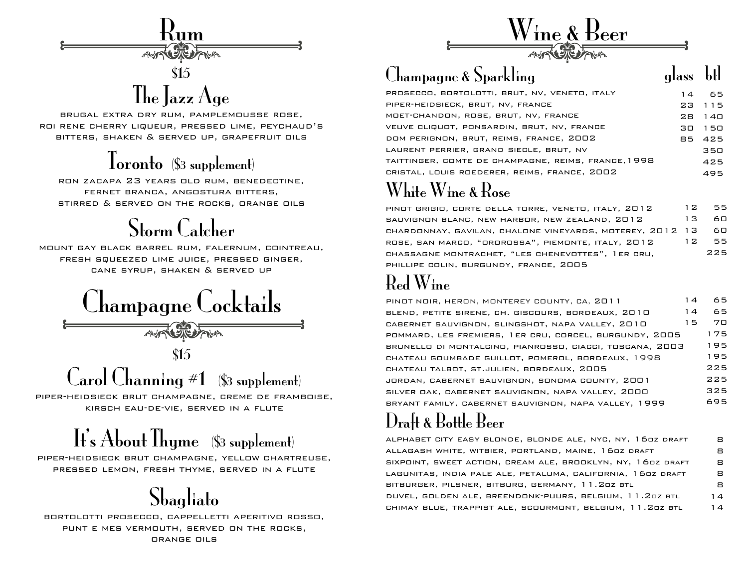# Rum

$15

## The Jazz Age

brugal extra dry rum, pamplemousse rose, roi rene cherry liqueur, pressed lime, peychaud's bitters, shaken & served up, grapefruit oils

## Toronto ($3 supplement)

ron zacapa 23 years old rum, benedectine, fernet branca, angostura bitters, stirred & served on the rocks, orange oils

## Storm Catcher

mount gay black barrel rum, falernum, cointreau, fresh squeezed lime juice, pressed ginger, cane syrup, shaken & served up

# Champagne Cocktails

$15

## Carol Channing #1 ($3 supplement)

piper-heidsieck brut champagne, creme de framboise, kirsch eau-de-vie, served in a flute

## It's About Thyme ($3 supplement)

piper-heidsieck brut champagne, yellow chartreuse, pressed lemon, fresh thyme, served in a flute

## Sbagliato

bortolotti prosecco, cappelletti aperitivo rosso, punt e mes vermouth, served on the rocks, orange oils

# Wine & Beer

## Champagne & Sparkling

| | glass | btl |
|---|---|---|
| prosecco, bortolotti, brut, nv, veneto, italy | 14 | 65 |
| piper-heidsieck, brut, nv, france | 23 | 115 |
| moet-chandon, rose, brut, nv, france | 28 | 140 |
| veuve cliquot, ponsardin, brut, nv, france | 30 | 150 |
| dom perignon, brut, reims, france, 2002 | 85 | 425 |
| laurent perrier, grand siecle, brut, nv | | 350 |
| taittinger, comte de champagne, reims, france, 1998 | | 425 |
| cristal, louis roederer, reims, france, 2002 | | 495 |

## White Wine & Rose

| | glass | btl |
|---|---|---|
| pinot grigio, corte della torre, veneto, italy, 2012 | 12 | 55 |
| sauvignon blanc, new harbor, new zealand, 2012 | 13 | 60 |
| chardonnay, gavilan, chalone vineyards, moterey, 2012 | 13 | 60 |
| rose, san marco, "ororossa", piemonte, italy, 2012 | 12 | 55 |
| chassagne montrachet, "les chenevottes", 1er cru, phillipe colin, burgundy, france, 2005 | | 225 |

## Red Wine

| | glass | btl |
|---|---|---|
| pinot noir, heron, monterey county, ca, 2011 | 14 | 65 |
| blend, petite sirene, ch. giscours, bordeaux, 2010 | 14 | 65 |
| cabernet sauvignon, slingshot, napa valley, 2010 | 15 | 70 |
| pommard, les fremiers, 1er cru, corcel, burgundy, 2005 | | 175 |
| brunello di montalcino, pianrosso, ciacci, toscana, 2003 | | 195 |
| chateau goumbade guillot, pomerol, bordeaux, 1998 | | 195 |
| chateau talbot, st.julien, bordeaux, 2005 | | 225 |
| jordan, cabernet sauvignon, sonoma county, 2001 | | 225 |
| silver oak, cabernet sauvignon, napa valley, 2000 | | 325 |
| bryant family, cabernet sauvignon, napa valley, 1999 | | 695 |

## Draft & Bottle Beer

| | |
|---|---|
| alphabet city easy blonde, blonde ale, nyc, ny, 16oz draft | 8 |
| allagash white, witbier, portland, maine, 16oz draft | 8 |
| sixpoint, sweet action, cream ale, brooklyn, ny, 16oz draft | 8 |
| lagunitas, india pale ale, petaluma, california, 16oz draft | 8 |
| bitburger, pilsner, bitburg, germany, 11.2oz btl | 8 |
| duvel, golden ale, breendonk-puurs, belgium, 11.2oz btl | 14 |
| chimay blue, trappist ale, scourmont, belgium, 11.2oz btl | 14 |